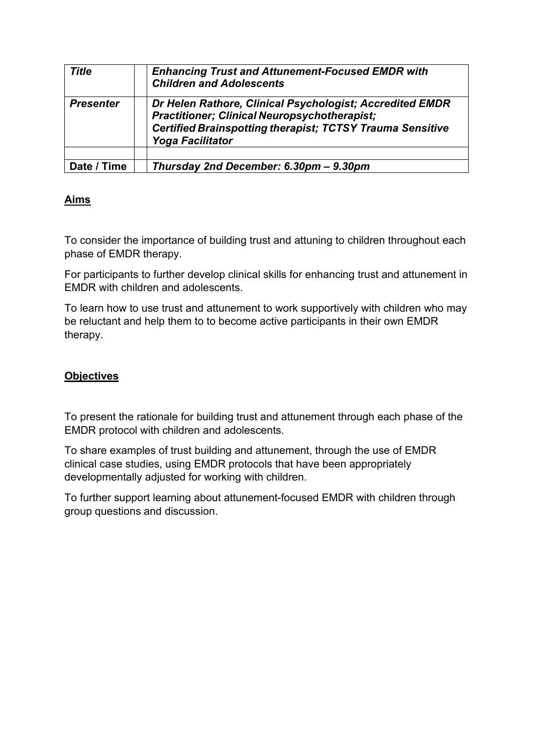| *Title* | | ***Enhancing Trust and Attunement-Focused EMDR with Children and Adolescents*** |
|---|---|---|
| ***Presenter*** | | ***Dr Helen Rathore, Clinical Psychologist; Accredited EMDR Practitioner; Clinical Neuropsychotherapist; Certified Brainspotting therapist; TCTSY Trauma Sensitive Yoga Facilitator*** |
| | | |
| **Date / Time** | | ***Thursday 2nd December: 6.30pm – 9.30pm*** |

## Aims

To consider the importance of building trust and attuning to children throughout each phase of EMDR therapy.

For participants to further develop clinical skills for enhancing trust and attunement in EMDR with children and adolescents.

To learn how to use trust and attunement to work supportively with children who may be reluctant and help them to to become active participants in their own EMDR therapy.

## Objectives

To present the rationale for building trust and attunement through each phase of the EMDR protocol with children and adolescents.

To share examples of trust building and attunement, through the use of EMDR clinical case studies, using EMDR protocols that have been appropriately developmentally adjusted for working with children.

To further support learning about attunement-focused EMDR with children through group questions and discussion.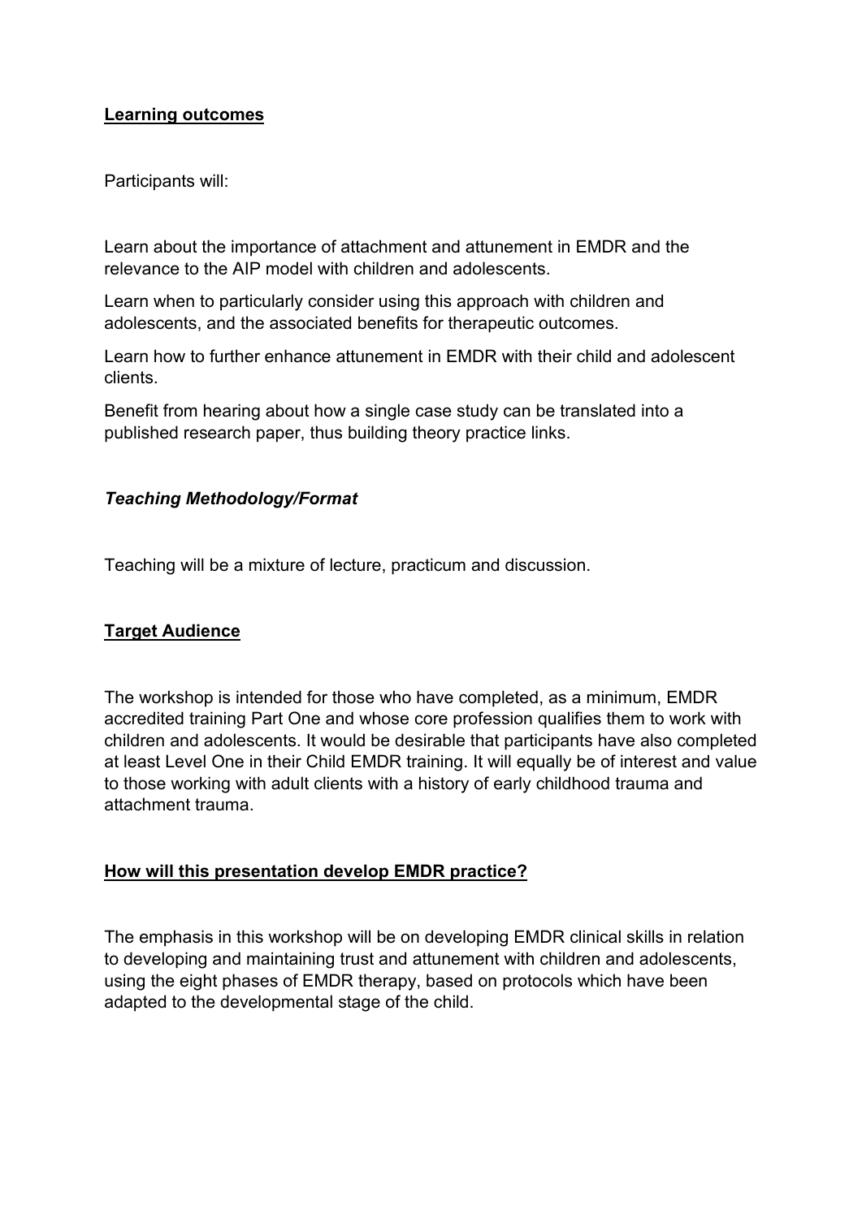## Learning outcomes

Participants will:

Learn about the importance of attachment and attunement in EMDR and the relevance to the AIP model with children and adolescents.

Learn when to particularly consider using this approach with children and adolescents, and the associated benefits for therapeutic outcomes.

Learn how to further enhance attunement in EMDR with their child and adolescent clients.

Benefit from hearing about how a single case study can be translated into a published research paper, thus building theory practice links.

### *Teaching Methodology/Format*

Teaching will be a mixture of lecture, practicum and discussion.

## Target Audience

The workshop is intended for those who have completed, as a minimum, EMDR accredited training Part One and whose core profession qualifies them to work with children and adolescents. It would be desirable that participants have also completed at least Level One in their Child EMDR training. It will equally be of interest and value to those working with adult clients with a history of early childhood trauma and attachment trauma.

## How will this presentation develop EMDR practice?

The emphasis in this workshop will be on developing EMDR clinical skills in relation to developing and maintaining trust and attunement with children and adolescents, using the eight phases of EMDR therapy, based on protocols which have been adapted to the developmental stage of the child.